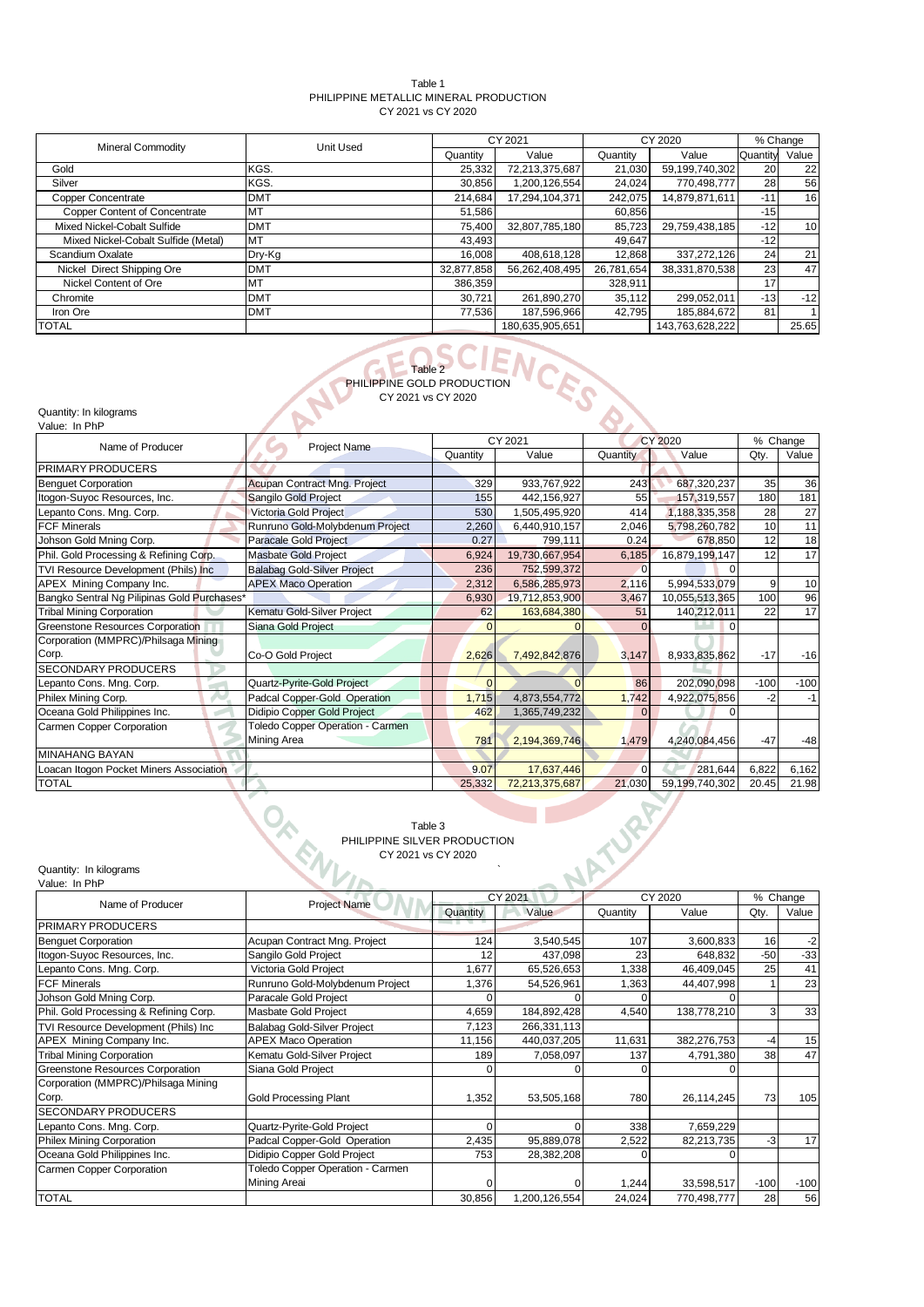Table 1
PHILIPPINE METALLIC MINERAL PRODUCTION
CY 2021 vs CY 2020

| Mineral Commodity | Unit Used | CY 2021 | | CY 2020 | | % Change | |
|---|---|---|---|---|---|---|---|
| | | Quantity | Value | Quantity | Value | Quantity | Value |
| Gold | KGS. | 25,332 | 72,213,375,687 | 21,030 | 59,199,740,302 | 20 | 22 |
| Silver | KGS. | 30,856 | 1,200,126,554 | 24,024 | 770,498,777 | 28 | 56 |
| Copper Concentrate | DMT | 214,684 | 17,294,104,371 | 242,075 | 14,879,871,611 | -11 | 16 |
| Copper Content of Concentrate | MT | 51,586 | | 60,856 | | -15 | |
| Mixed Nickel-Cobalt Sulfide | DMT | 75,400 | 32,807,785,180 | 85,723 | 29,759,438,185 | -12 | 10 |
| Mixed Nickel-Cobalt Sulfide (Metal) | MT | 43,493 | | 49,647 | | -12 | |
| Scandium Oxalate | Dry-Kg | 16,008 | 408,618,128 | 12,868 | 337,272,126 | 24 | 21 |
| Nickel Direct Shipping Ore | DMT | 32,877,858 | 56,262,408,495 | 26,781,654 | 38,331,870,538 | 23 | 47 |
| Nickel Content of Ore | MT | 386,359 | | 328,911 | | 17 | |
| Chromite | DMT | 30,721 | 261,890,270 | 35,112 | 299,052,011 | -13 | -12 |
| Iron Ore | DMT | 77,536 | 187,596,966 | 42,795 | 185,884,672 | 81 | 1 |
| TOTAL | | | 180,635,905,651 | | 143,763,628,222 | | 25.65 |

Table 2
PHILIPPINE GOLD PRODUCTION
CY 2021 vs CY 2020

Quantity: In kilograms
Value: In PhP

| Name of Producer | Project Name | CY 2021 | | CY 2020 | | % Change | |
|---|---|---|---|---|---|---|---|
| | | Quantity | Value | Quantity | Value | Qty. | Value |
| PRIMARY PRODUCERS | | | | | | | |
| Benguet Corporation | Acupan Contract Mng. Project | 329 | 933,767,922 | 243 | 687,320,237 | 35 | 36 |
| Itogon-Suyoc Resources, Inc. | Sangilo Gold Project | 155 | 442,156,927 | 55 | 157,319,557 | 180 | 181 |
| Lepanto Cons. Mng. Corp. | Victoria Gold Project | 530 | 1,505,495,920 | 414 | 1,188,335,358 | 28 | 27 |
| FCF Minerals | Runruno Gold-Molybdenum Project | 2,260 | 6,440,910,157 | 2,046 | 5,798,260,782 | 10 | 11 |
| Johson Gold Mning Corp. | Paracale Gold Project | 0.27 | 799,111 | 0.24 | 678,850 | 12 | 18 |
| Phil. Gold Processing & Refining Corp. | Masbate Gold Project | 6,924 | 19,730,667,954 | 6,185 | 16,879,199,147 | 12 | 17 |
| TVI Resource Development (Phils) Inc | Balabag Gold-Silver Project | 236 | 752,599,372 | 0 | 0 | | |
| APEX Mining Company Inc. | APEX Maco Operation | 2,312 | 6,586,285,973 | 2,116 | 5,994,533,079 | 9 | 10 |
| Bangko Sentral Ng Pilipinas Gold Purchases* | | 6,930 | 19,712,853,900 | 3,467 | 10,055,513,365 | 100 | 96 |
| Tribal Mining Corporation | Kematu Gold-Silver Project | 62 | 163,684,380 | 51 | 140,212,011 | 22 | 17 |
| Greenstone Resources Corporation | Siana Gold Project | 0 | 0 | 0 | 0 | | |
| Corporation (MMPRC)/Philsaga Mining Corp. | Co-O Gold Project | 2,626 | 7,492,842,876 | 3,147 | 8,933,835,862 | -17 | -16 |
| SECONDARY PRODUCERS | | | | | | | |
| Lepanto Cons. Mng. Corp. | Quartz-Pyrite-Gold Project | 0 | 0 | 86 | 202,090,098 | -100 | -100 |
| Philex Mining Corp. | Padcal Copper-Gold Operation | 1,715 | 4,873,554,772 | 1,742 | 4,922,075,856 | -2 | -1 |
| Oceana Gold Philippines Inc. | Didipio Copper Gold Project | 462 | 1,365,749,232 | 0 | 0 | | |
| Carmen Copper Corporation | Toledo Copper Operation - Carmen Mining Area | 781 | 2,194,369,746 | 1,479 | 4,240,084,456 | -47 | -48 |
| MINAHANG BAYAN | | | | | | | |
| Loacan Itogon Pocket Miners Association | | 9.07 | 17,637,446 | 0 | 281,644 | 6,822 | 6,162 |
| TOTAL | | 25,332 | 72,213,375,687 | 21,030 | 59,199,740,302 | 20.45 | 21.98 |

Table 3
PHILIPPINE SILVER PRODUCTION
CY 2021 vs CY 2020

Quantity: In kilograms
Value: In PhP

| Name of Producer | Project Name | CY 2021 | | CY 2020 | | % Change | |
|---|---|---|---|---|---|---|---|
| | | Quantity | Value | Quantity | Value | Qty. | Value |
| PRIMARY PRODUCERS | | | | | | | |
| Benguet Corporation | Acupan Contract Mng. Project | 124 | 3,540,545 | 107 | 3,600,833 | 16 | -2 |
| Itogon-Suyoc Resources, Inc. | Sangilo Gold Project | 12 | 437,098 | 23 | 648,832 | -50 | -33 |
| Lepanto Cons. Mng. Corp. | Victoria Gold Project | 1,677 | 65,526,653 | 1,338 | 46,409,045 | 25 | 41 |
| FCF Minerals | Runruno Gold-Molybdenum Project | 1,376 | 54,526,961 | 1,363 | 44,407,998 | 1 | 23 |
| Johson Gold Mning Corp. | Paracale Gold Project | 0 | 0 | 0 | 0 | | |
| Phil. Gold Processing & Refining Corp. | Masbate Gold Project | 4,659 | 184,892,428 | 4,540 | 138,778,210 | 3 | 33 |
| TVI Resource Development (Phils) Inc | Balabag Gold-Silver Project | 7,123 | 266,331,113 | | | | |
| APEX Mining Company Inc. | APEX Maco Operation | 11,156 | 440,037,205 | 11,631 | 382,276,753 | -4 | 15 |
| Tribal Mining Corporation | Kematu Gold-Silver Project | 189 | 7,058,097 | 137 | 4,791,380 | 38 | 47 |
| Greenstone Resources Corporation | Siana Gold Project | 0 | 0 | 0 | 0 | | |
| Corporation (MMPRC)/Philsaga Mining Corp. | Gold Processing Plant | 1,352 | 53,505,168 | 780 | 26,114,245 | 73 | 105 |
| SECONDARY PRODUCERS | | | | | | | |
| Lepanto Cons. Mng. Corp. | Quartz-Pyrite-Gold Project | 0 | 0 | 338 | 7,659,229 | | |
| Philex Mining Corporation | Padcal Copper-Gold Operation | 2,435 | 95,889,078 | 2,522 | 82,213,735 | -3 | 17 |
| Oceana Gold Philippines Inc. | Didipio Copper Gold Project | 753 | 28,382,208 | 0 | 0 | | |
| Carmen Copper Corporation | Toledo Copper Operation - Carmen Mining Areai | 0 | 0 | 1,244 | 33,598,517 | -100 | -100 |
| TOTAL | | 30,856 | 1,200,126,554 | 24,024 | 770,498,777 | 28 | 56 |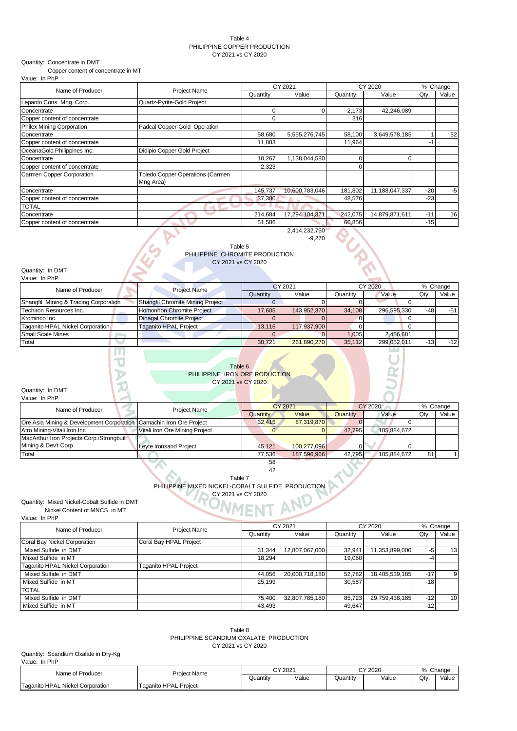Table 4
PHILIPPINE COPPER PRODUCTION
CY 2021 vs CY 2020

Quantity: Concentrate in DMT
Copper content of concentrate in MT
Value: In PhP

| Name of Producer | Project Name | CY 2021 | | CY 2020 | | % Change | |
|---|---|---|---|---|---|---|---|
| | | Quantity | Value | Quantity | Value | Qty. | Value |
| Lepanto Cons. Mng. Corp. | Quartz-Pyrite-Gold Project | | | | | | |
| Concentrate | | 0 | 0 | 2,173 | 42,246,089 | | |
| Copper content of concentrate | | 0 | | 316 | | | |
| Philex Mining Corporation | Padcal Copper-Gold Operation | | | | | | |
| Concentrate | | 58,680 | 5,555,276,745 | 58,100 | 3,649,578,185 | 1 | 52 |
| Copper content of concentrate | | 11,883 | | 11,964 | | -1 | |
| OceanaGold Philippines Inc. | Didipio Copper Gold Project | | | | | | |
| Concentrate | | 10,267 | 1,138,044,580 | 0 | 0 | | |
| Copper content of concentrate | | 2,323 | | 0 | | | |
| Carmen Copper Corporation | Toledo Copper Operations (Carmen Mng Area) | | | | | | |
| Concentrate | | 145,737 | 10,600,783,046 | 181,802 | 11,188,047,337 | -20 | -5 |
| Copper content of concentrate | | 37,380 | | 48,576 | | -23 | |
| TOTAL | | | | | | | |
| Concentrate | | 214,684 | 17,294,104,371 | 242,075 | 14,879,871,611 | -11 | 16 |
| Copper content of concentrate | | 51,586 | | 60,856 | | -15 | |
| | | | 2,414,232,760 | | | | |
| | | | -9,270 | | | | |

Table 5
PHILIPPINE CHROMITE PRODUCTION
CY 2021 vs CY 2020

Quantity: In DMT
Value: In PhP

| Name of Producer | Project Name | CY 2021 | | CY 2020 | | % Change | |
|---|---|---|---|---|---|---|---|
| | | Quantity | Value | Quantity | Value | Qty. | Value |
| Shangfil Mining & Trading Corporation | Shangfil Chromite Mining Project | 0 | 0 | 0 | 0 | | |
| Techiron Resources Inc. | Homonhon Chromite Project | 17,605 | 143,952,370 | 34,108 | 296,595,330 | -48 | -51 |
| Krominco Inc. | Dinagat Chromite Project | 0 | 0 | 0 | 0 | | |
| Taganito HPAL Nickel Corporation | Taganito HPAL Project | 13,116 | 117,937,900 | 0 | 0 | | |
| Small Scale Mines | | 0 | 0 | 1,005 | 2,456,681 | | |
| Total | | 30,721 | 261,890,270 | 35,112 | 299,052,011 | -13 | -12 |

Table 6
PHILIPPINE IRON ORE RODUCTION
CY 2021 vs CY 2020

Quantity: In DMT
Value: In PhP

| Name of Producer | Project Name | CY 2021 | | CY 2020 | | % Change | |
|---|---|---|---|---|---|---|---|
| | | Quantity | Value | Quantity | Value | Qty. | Value |
| Ore Asia Mining & Development Corporation | Camachin Iron Ore Project | 32,415 | 87,319,870 | 0 | 0 | | |
| Atro Mining-Vitali Iron Inc | Vitali Iron Ore Mining Project | 0 | 0 | 42,795 | 185,884,672 | | |
| MacArthur Iron Projects Corp./Strongbuilt Mining & Dev't Corp | Leyte Ironsand Project | 45,121 | 100,277,096 | 0 | 0 | | |
| Total | | 77,536 | 187,596,966 | 42,795 | 185,884,672 | 81 | 1 |
| | | 58 | | | | | |
| | | 42 | | | | | |

Table 7
PHILIPPINE MIXED NICKEL-COBALT SULFIDE PRODUCTION
CY 2021 vs CY 2020

Quantity: Mixed Nickel-Cobalt Sulfide in DMT
Nickel Content of MNCS in MT
Value: In PhP

| Name of Producer | Project Name | CY 2021 | | CY 2020 | | % Change | |
|---|---|---|---|---|---|---|---|
| | | Quantity | Value | Quantity | Value | Qty. | Value |
| Coral Bay Nickel Corporation | Coral Bay HPAL Project | | | | | | |
| Mixed Sulfide in DMT | | 31,344 | 12,807,067,000 | 32,941 | 11,353,899,000 | -5 | 13 |
| Mixed Sulfide in MT | | 18,294 | | 19,060 | | -4 | |
| Taganito HPAL Nickel Corporation | Taganito HPAL Project | | | | | | |
| Mixed Sulfide in DMT | | 44,056 | 20,000,718,180 | 52,782 | 18,405,539,185 | -17 | 9 |
| Mixed Sulfide in MT | | 25,199 | | 30,587 | | -18 | |
| TOTAL | | | | | | | |
| Mixed Sulfide in DMT | | 75,400 | 32,807,785,180 | 85,723 | 29,759,438,185 | -12 | 10 |
| Mixed Sulfide in MT | | 43,493 | | 49,647 | | -12 | |

Table 8
PHILIPPINE SCANDIUM OXALATE PRODUCTION
CY 2021 vs CY 2020

Quantity: Scandium Oxalate in Dry-Kg
Value: In PhP

| Name of Producer | Project Name | CY 2021 | | CY 2020 | | % Change | |
|---|---|---|---|---|---|---|---|
| | | Quantity | Value | Quantity | Value | Qty. | Value |
| Taganito HPAL Nickel Corporation | Taganito HPAL Project | | | | | | |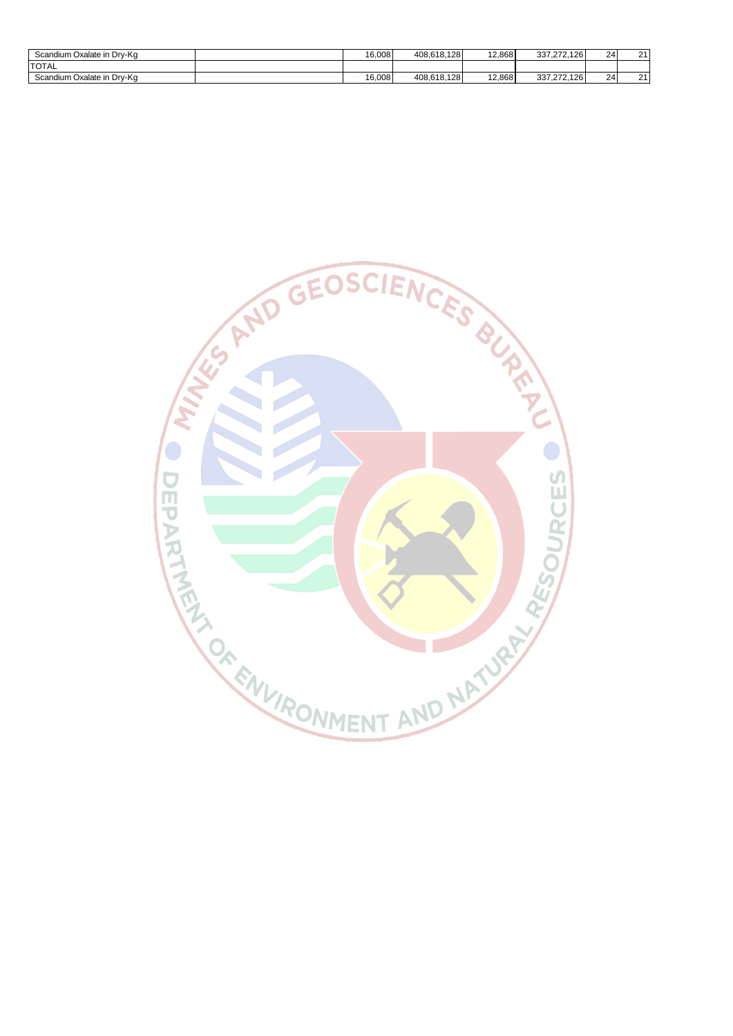| | | | | | | | |
|---|---|---|---|---|---|---|---|
| Scandium Oxalate in Dry-Kg | | 16,008 | 408,618,128 | 12,868 | 337,272,126 | 24 | 21 |
| TOTAL | | | | | | | |
| Scandium Oxalate in Dry-Kg | | 16,008 | 408,618,128 | 12,868 | 337,272,126 | 24 | 21 |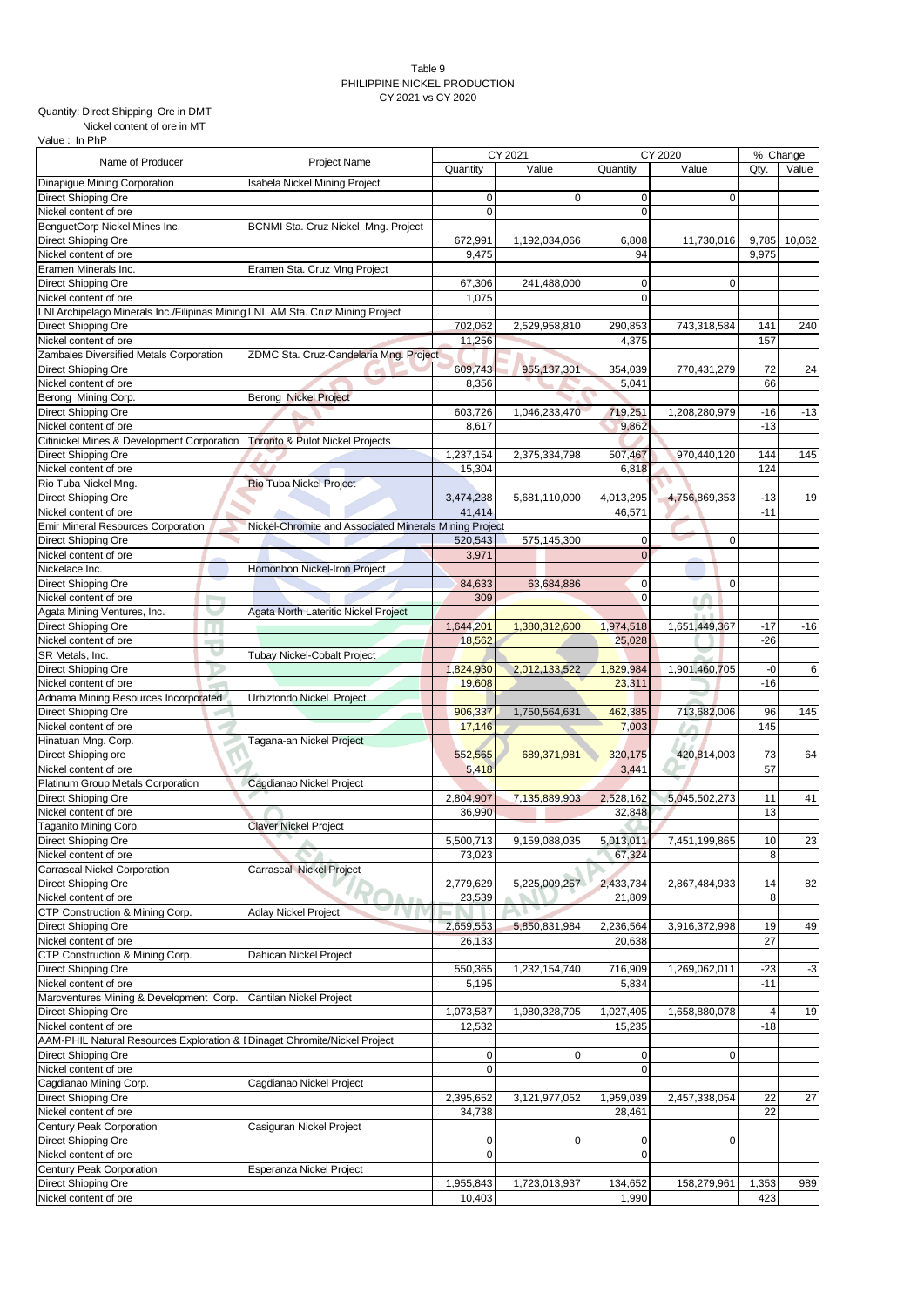Table 9
PHILIPPINE NICKEL PRODUCTION
CY 2021 vs CY 2020

Quantity: Direct Shipping Ore in DMT
Nickel content of ore in MT
Value : In PhP

| Name of Producer | Project Name | CY 2021 | | CY 2020 | | % Change | |
|---|---|---|---|---|---|---|---|
| | | Quantity | Value | Quantity | Value | Qty. | Value |
| Dinapigue Mining Corporation | Isabela Nickel Mining Project | | | | | | |
| Direct Shipping Ore | | 0 | 0 | 0 | 0 | | |
| Nickel content of ore | | 0 | | 0 | | | |
| BenguetCorp Nickel Mines Inc. | BCNMI Sta. Cruz Nickel Mng. Project | | | | | | |
| Direct Shipping Ore | | 672,991 | 1,192,034,066 | 6,808 | 11,730,016 | 9,785 | 10,062 |
| Nickel content of ore | | 9,475 | | 94 | | 9,975 | |
| Eramen Minerals Inc. | Eramen Sta. Cruz Mng Project | | | | | | |
| Direct Shipping Ore | | 67,306 | 241,488,000 | 0 | 0 | | |
| Nickel content of ore | | 1,075 | | 0 | | | |
| LNI Archipelago Minerals Inc./Filipinas Mining | LNL AM Sta. Cruz Mining Project | | | | | | |
| Direct Shipping Ore | | 702,062 | 2,529,958,810 | 290,853 | 743,318,584 | 141 | 240 |
| Nickel content of ore | | 11,256 | | 4,375 | | 157 | |
| Zambales Diversified Metals Corporation | ZDMC Sta. Cruz-Candelaria Mng. Project | | | | | | |
| Direct Shipping Ore | | 609,743 | 955,137,301 | 354,039 | 770,431,279 | 72 | 24 |
| Nickel content of ore | | 8,356 | | 5,041 | | 66 | |
| Berong Mining Corp. | Berong Nickel Project | | | | | | |
| Direct Shipping Ore | | 603,726 | 1,046,233,470 | 719,251 | 1,208,280,979 | -16 | -13 |
| Nickel content of ore | | 8,617 | | 9,862 | | -13 | |
| Citinickel Mines & Development Corporation | Toronto & Pulot Nickel Projects | | | | | | |
| Direct Shipping Ore | | 1,237,154 | 2,375,334,798 | 507,467 | 970,440,120 | 144 | 145 |
| Nickel content of ore | | 15,304 | | 6,818 | | 124 | |
| Rio Tuba Nickel Mng. | Rio Tuba Nickel Project | | | | | | |
| Direct Shipping Ore | | 3,474,238 | 5,681,110,000 | 4,013,295 | 4,756,869,353 | -13 | 19 |
| Nickel content of ore | | 41,414 | | 46,571 | | -11 | |
| Emir Mineral Resources Corporation | Nickel-Chromite and Associated Minerals Mining Project | | | | | | |
| Direct Shipping Ore | | 520,543 | 575,145,300 | 0 | 0 | | |
| Nickel content of ore | | 3,971 | | 0 | | | |
| Nickelace Inc. | Homonhon Nickel-Iron Project | | | | | | |
| Direct Shipping Ore | | 84,633 | 63,684,886 | 0 | 0 | | |
| Nickel content of ore | | 309 | | 0 | | | |
| Agata Mining Ventures, Inc. | Agata North Lateritic Nickel Project | | | | | | |
| Direct Shipping Ore | | 1,644,201 | 1,380,312,600 | 1,974,518 | 1,651,449,367 | -17 | -16 |
| Nickel content of ore | | 18,562 | | 25,028 | | -26 | |
| SR Metals, Inc. | Tubay Nickel-Cobalt Project | | | | | | |
| Direct Shipping Ore | | 1,824,930 | 2,012,133,522 | 1,829,984 | 1,901,460,705 | -0 | 6 |
| Nickel content of ore | | 19,608 | | 23,311 | | -16 | |
| Adnama Mining Resources Incorporated | Urbiztondo Nickel Project | | | | | | |
| Direct Shipping Ore | | 906,337 | 1,750,564,631 | 462,385 | 713,682,006 | 96 | 145 |
| Nickel content of ore | | 17,146 | | 7,003 | | 145 | |
| Hinatuan Mng. Corp. | Tagana-an Nickel Project | | | | | | |
| Direct Shipping ore | | 552,565 | 689,371,981 | 320,175 | 420,814,003 | 73 | 64 |
| Nickel content of ore | | 5,418 | | 3,441 | | 57 | |
| Platinum Group Metals Corporation | Cagdianao Nickel Project | | | | | | |
| Direct Shipping Ore | | 2,804,907 | 7,135,889,903 | 2,528,162 | 5,045,502,273 | 11 | 41 |
| Nickel content of ore | | 36,990 | | 32,848 | | 13 | |
| Taganito Mining Corp. | Claver Nickel Project | | | | | | |
| Direct Shipping Ore | | 5,500,713 | 9,159,088,035 | 5,013,011 | 7,451,199,865 | 10 | 23 |
| Nickel content of ore | | 73,023 | | 67,324 | | 8 | |
| Carrascal Nickel Corporation | Carrascal Nickel Project | | | | | | |
| Direct Shipping Ore | | 2,779,629 | 5,225,009,257 | 2,433,734 | 2,867,484,933 | 14 | 82 |
| Nickel content of ore | | 23,539 | | 21,809 | | 8 | |
| CTP Construction & Mining Corp. | Adlay Nickel Project | | | | | | |
| Direct Shipping Ore | | 2,659,553 | 5,850,831,984 | 2,236,564 | 3,916,372,998 | 19 | 49 |
| Nickel content of ore | | 26,133 | | 20,638 | | 27 | |
| CTP Construction & Mining Corp. | Dahican Nickel Project | | | | | | |
| Direct Shipping Ore | | 550,365 | 1,232,154,740 | 716,909 | 1,269,062,011 | -23 | -3 |
| Nickel content of ore | | 5,195 | | 5,834 | | -11 | |
| Marcventures Mining & Development Corp. | Cantilan Nickel Project | | | | | | |
| Direct Shipping Ore | | 1,073,587 | 1,980,328,705 | 1,027,405 | 1,658,880,078 | 4 | 19 |
| Nickel content of ore | | 12,532 | | 15,235 | | -18 | |
| AAM-PHIL Natural Resources Exploration & | Dinagat Chromite/Nickel Project | | | | | | |
| Direct Shipping Ore | | 0 | 0 | 0 | 0 | | |
| Nickel content of ore | | 0 | | 0 | | | |
| Cagdianao Mining Corp. | Cagdianao Nickel Project | | | | | | |
| Direct Shipping Ore | | 2,395,652 | 3,121,977,052 | 1,959,039 | 2,457,338,054 | 22 | 27 |
| Nickel content of ore | | 34,738 | | 28,461 | | 22 | |
| Century Peak Corporation | Casiguran Nickel Project | | | | | | |
| Direct Shipping Ore | | 0 | 0 | 0 | 0 | | |
| Nickel content of ore | | 0 | | 0 | | | |
| Century Peak Corporation | Esperanza Nickel Project | | | | | | |
| Direct Shipping Ore | | 1,955,843 | 1,723,013,937 | 134,652 | 158,279,961 | 1,353 | 989 |
| Nickel content of ore | | 10,403 | | 1,990 | | 423 | |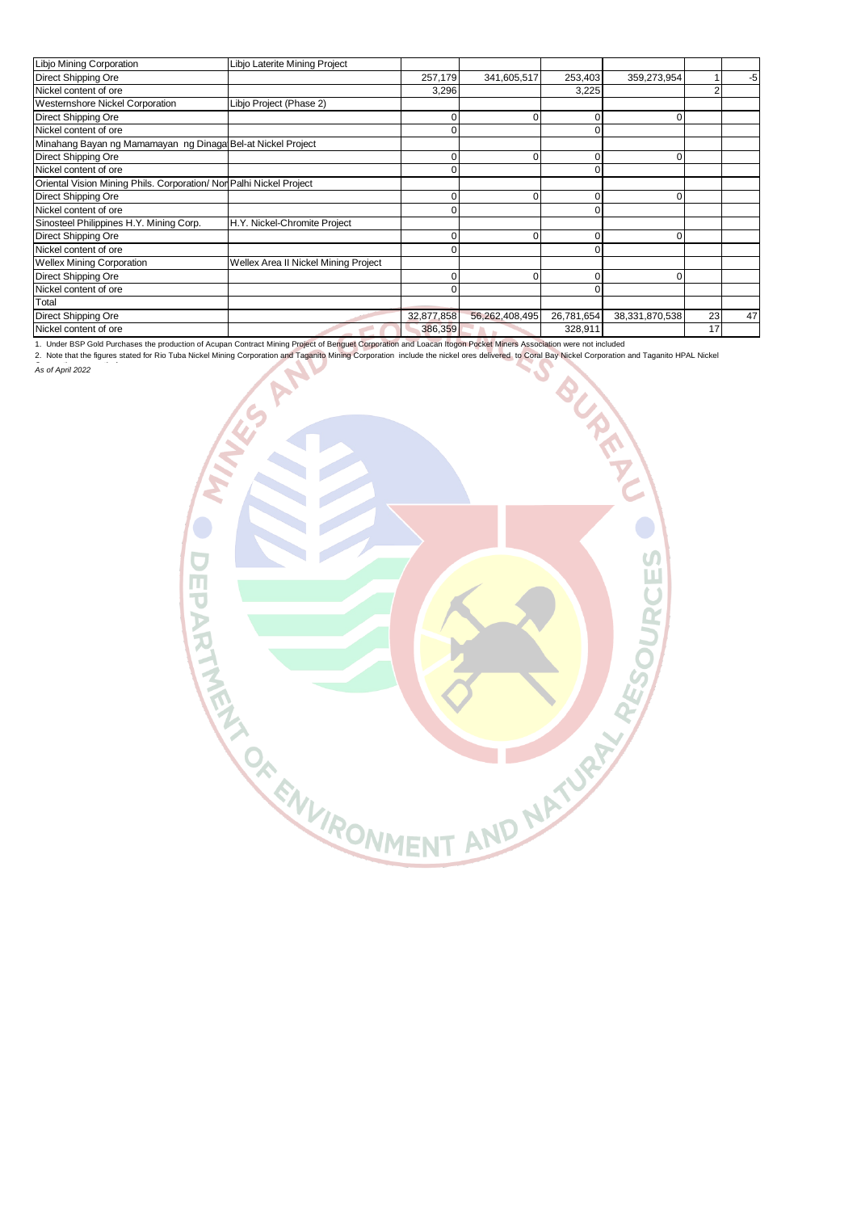| | | | | | | | |
|---|---|---|---|---|---|---|---|
| Libjo Mining Corporation | Libjo Laterite Mining Project | | | | | | |
| Direct Shipping Ore | | 257,179 | 341,605,517 | 253,403 | 359,273,954 | 1 | -5 |
| Nickel content of ore | | 3,296 | | 3,225 | | 2 | |
| Westernshore Nickel Corporation | Libjo Project (Phase 2) | | | | | | |
| Direct Shipping Ore | | 0 | 0 | 0 | 0 | | |
| Nickel content of ore | | 0 | | 0 | | | |
| Minahang Bayan ng Mamamayan ng Dinagat | Bel-at Nickel Project | | | | | | |
| Direct Shipping Ore | | 0 | 0 | 0 | 0 | | |
| Nickel content of ore | | 0 | | 0 | | | |
| Oriental Vision Mining Phils. Corporation/ Nor | Palhi Nickel Project | | | | | | |
| Direct Shipping Ore | | 0 | 0 | 0 | 0 | | |
| Nickel content of ore | | 0 | | 0 | | | |
| Sinosteel Philippines H.Y. Mining Corp. | H.Y. Nickel-Chromite Project | | | | | | |
| Direct Shipping Ore | | 0 | 0 | 0 | 0 | | |
| Nickel content of ore | | 0 | | 0 | | | |
| Wellex Mining Corporation | Wellex Area II Nickel Mining Project | | | | | | |
| Direct Shipping Ore | | 0 | 0 | 0 | 0 | | |
| Nickel content of ore | | 0 | | 0 | | | |
| Total | | | | | | | |
| Direct Shipping Ore | | 32,877,858 | 56,262,408,495 | 26,781,654 | 38,331,870,538 | 23 | 47 |
| Nickel content of ore | | 386,359 | | 328,911 | | 17 | |

1. Under BSP Gold Purchases the production of Acupan Contract Mining Project of Benguet Corporation and Loacan Itogon Pocket Miners Association were not included

2. Note that the figures stated for Rio Tuba Nickel Mining Corporation and Taganito Mining Corporation include the nickel ores delivered to Coral Bay Nickel Corporation and Taganito HPAL Nickel

*As of April 2022*